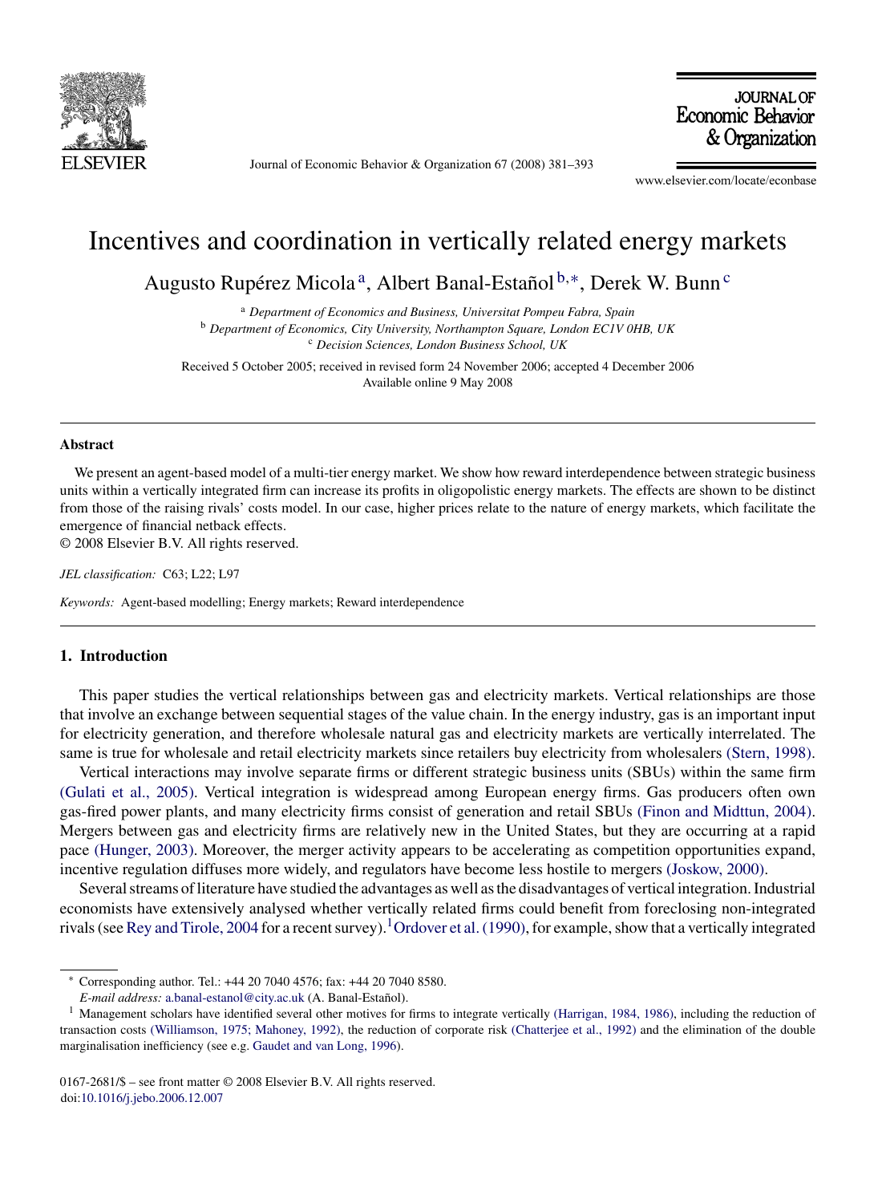# Incentives and coordination in vertically related energy markets

Augusto Rupérez Micola [a], Albert Banal-Estañol [b,*], Derek W. Bunn [c]

[a] *Department of Economics and Business, Universitat Pompeu Fabra, Spain*
[b] *Department of Economics, City University, Northampton Square, London EC1V 0HB, UK*
[c] *Decision Sciences, London Business School, UK*

Received 5 October 2005; received in revised form 24 November 2006; accepted 4 December 2006
Available online 9 May 2008

## Abstract

We present an agent-based model of a multi-tier energy market. We show how reward interdependence between strategic business units within a vertically integrated firm can increase its profits in oligopolistic energy markets. The effects are shown to be distinct from those of the raising rivals' costs model. In our case, higher prices relate to the nature of energy markets, which facilitate the emergence of financial netback effects.
© 2008 Elsevier B.V. All rights reserved.

*JEL classification:* C63; L22; L97

*Keywords:* Agent-based modelling; Energy markets; Reward interdependence

## 1. Introduction

This paper studies the vertical relationships between gas and electricity markets. Vertical relationships are those that involve an exchange between sequential stages of the value chain. In the energy industry, gas is an important input for electricity generation, and therefore wholesale natural gas and electricity markets are vertically interrelated. The same is true for wholesale and retail electricity markets since retailers buy electricity from wholesalers (Stern, 1998).

Vertical interactions may involve separate firms or different strategic business units (SBUs) within the same firm (Gulati et al., 2005). Vertical integration is widespread among European energy firms. Gas producers often own gas-fired power plants, and many electricity firms consist of generation and retail SBUs (Finon and Midttun, 2004). Mergers between gas and electricity firms are relatively new in the United States, but they are occurring at a rapid pace (Hunger, 2003). Moreover, the merger activity appears to be accelerating as competition opportunities expand, incentive regulation diffuses more widely, and regulators have become less hostile to mergers (Joskow, 2000).

Several streams of literature have studied the advantages as well as the disadvantages of vertical integration. Industrial economists have extensively analysed whether vertically related firms could benefit from foreclosing non-integrated rivals (see Rey and Tirole, 2004 for a recent survey).[1] Ordover et al. (1990), for example, show that a vertically integrated

---

\* Corresponding author. Tel.: +44 20 7040 4576; fax: +44 20 7040 8580.
*E-mail address:* a.banal-estanol@city.ac.uk (A. Banal-Estañol).

[1] Management scholars have identified several other motives for firms to integrate vertically (Harrigan, 1984, 1986), including the reduction of transaction costs (Williamson, 1975; Mahoney, 1992), the reduction of corporate risk (Chatterjee et al., 1992) and the elimination of the double marginalisation inefficiency (see e.g. Gaudet and van Long, 1996).

0167-2681/$ – see front matter © 2008 Elsevier B.V. All rights reserved.
doi:10.1016/j.jebo.2006.12.007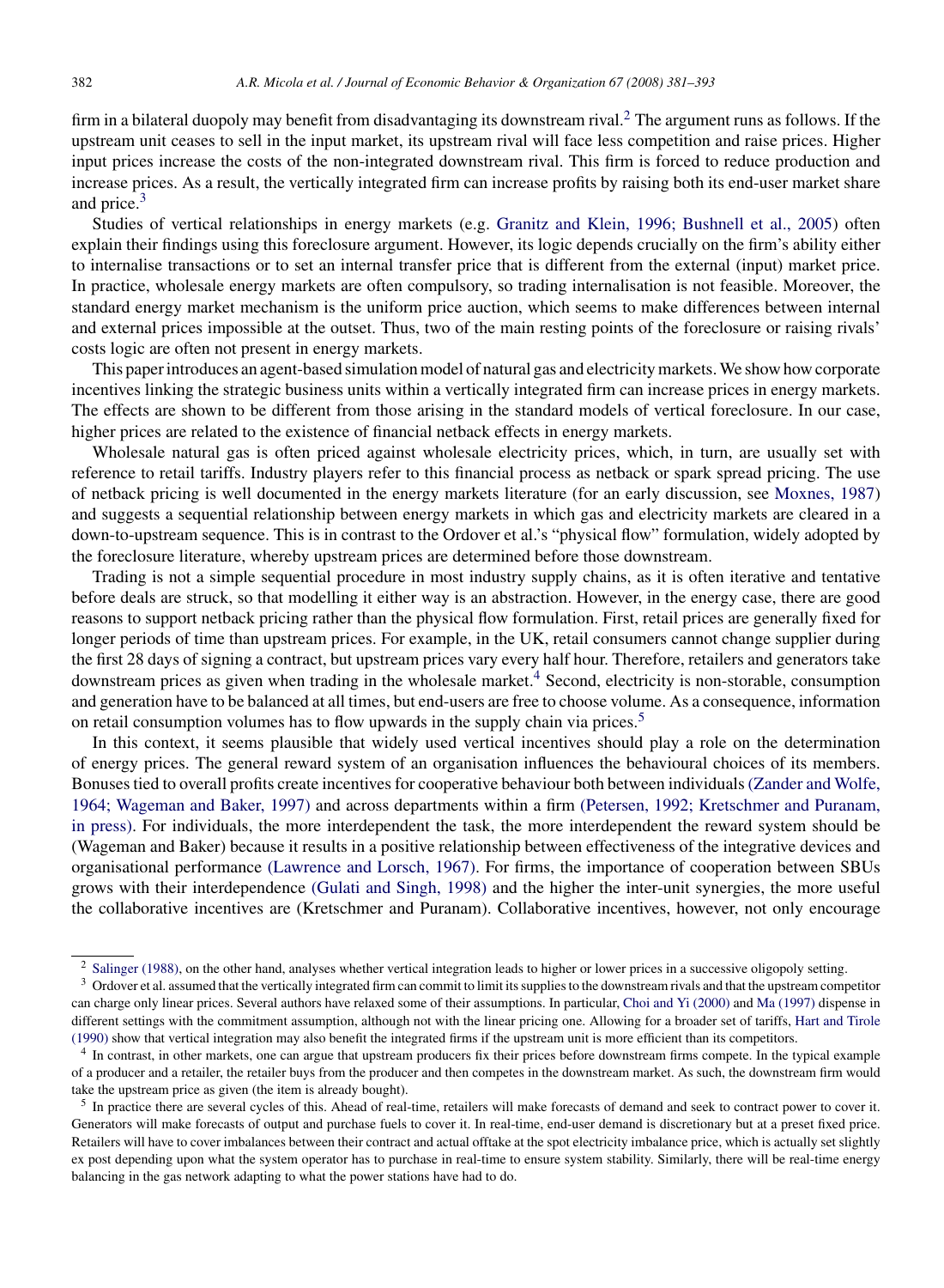firm in a bilateral duopoly may benefit from disadvantaging its downstream rival.[2] The argument runs as follows. If the upstream unit ceases to sell in the input market, its upstream rival will face less competition and raise prices. Higher input prices increase the costs of the non-integrated downstream rival. This firm is forced to reduce production and increase prices. As a result, the vertically integrated firm can increase profits by raising both its end-user market share and price.[3]

Studies of vertical relationships in energy markets (e.g. Granitz and Klein, 1996; Bushnell et al., 2005) often explain their findings using this foreclosure argument. However, its logic depends crucially on the firm's ability either to internalise transactions or to set an internal transfer price that is different from the external (input) market price. In practice, wholesale energy markets are often compulsory, so trading internalisation is not feasible. Moreover, the standard energy market mechanism is the uniform price auction, which seems to make differences between internal and external prices impossible at the outset. Thus, two of the main resting points of the foreclosure or raising rivals' costs logic are often not present in energy markets.

This paper introduces an agent-based simulation model of natural gas and electricity markets. We show how corporate incentives linking the strategic business units within a vertically integrated firm can increase prices in energy markets. The effects are shown to be different from those arising in the standard models of vertical foreclosure. In our case, higher prices are related to the existence of financial netback effects in energy markets.

Wholesale natural gas is often priced against wholesale electricity prices, which, in turn, are usually set with reference to retail tariffs. Industry players refer to this financial process as netback or spark spread pricing. The use of netback pricing is well documented in the energy markets literature (for an early discussion, see Moxnes, 1987) and suggests a sequential relationship between energy markets in which gas and electricity markets are cleared in a down-to-upstream sequence. This is in contrast to the Ordover et al.'s "physical flow" formulation, widely adopted by the foreclosure literature, whereby upstream prices are determined before those downstream.

Trading is not a simple sequential procedure in most industry supply chains, as it is often iterative and tentative before deals are struck, so that modelling it either way is an abstraction. However, in the energy case, there are good reasons to support netback pricing rather than the physical flow formulation. First, retail prices are generally fixed for longer periods of time than upstream prices. For example, in the UK, retail consumers cannot change supplier during the first 28 days of signing a contract, but upstream prices vary every half hour. Therefore, retailers and generators take downstream prices as given when trading in the wholesale market.[4] Second, electricity is non-storable, consumption and generation have to be balanced at all times, but end-users are free to choose volume. As a consequence, information on retail consumption volumes has to flow upwards in the supply chain via prices.[5]

In this context, it seems plausible that widely used vertical incentives should play a role on the determination of energy prices. The general reward system of an organisation influences the behavioural choices of its members. Bonuses tied to overall profits create incentives for cooperative behaviour both between individuals (Zander and Wolfe, 1964; Wageman and Baker, 1997) and across departments within a firm (Petersen, 1992; Kretschmer and Puranam, in press). For individuals, the more interdependent the task, the more interdependent the reward system should be (Wageman and Baker) because it results in a positive relationship between effectiveness of the integrative devices and organisational performance (Lawrence and Lorsch, 1967). For firms, the importance of cooperation between SBUs grows with their interdependence (Gulati and Singh, 1998) and the higher the inter-unit synergies, the more useful the collaborative incentives are (Kretschmer and Puranam). Collaborative incentives, however, not only encourage

---

[2] Salinger (1988), on the other hand, analyses whether vertical integration leads to higher or lower prices in a successive oligopoly setting.

[3] Ordover et al. assumed that the vertically integrated firm can commit to limit its supplies to the downstream rivals and that the upstream competitor can charge only linear prices. Several authors have relaxed some of their assumptions. In particular, Choi and Yi (2000) and Ma (1997) dispense in different settings with the commitment assumption, although not with the linear pricing one. Allowing for a broader set of tariffs, Hart and Tirole (1990) show that vertical integration may also benefit the integrated firms if the upstream unit is more efficient than its competitors.

[4] In contrast, in other markets, one can argue that upstream producers fix their prices before downstream firms compete. In the typical example of a producer and a retailer, the retailer buys from the producer and then competes in the downstream market. As such, the downstream firm would take the upstream price as given (the item is already bought).

[5] In practice there are several cycles of this. Ahead of real-time, retailers will make forecasts of demand and seek to contract power to cover it. Generators will make forecasts of output and purchase fuels to cover it. In real-time, end-user demand is discretionary but at a preset fixed price. Retailers will have to cover imbalances between their contract and actual offtake at the spot electricity imbalance price, which is actually set slightly ex post depending upon what the system operator has to purchase in real-time to ensure system stability. Similarly, there will be real-time energy balancing in the gas network adapting to what the power stations have had to do.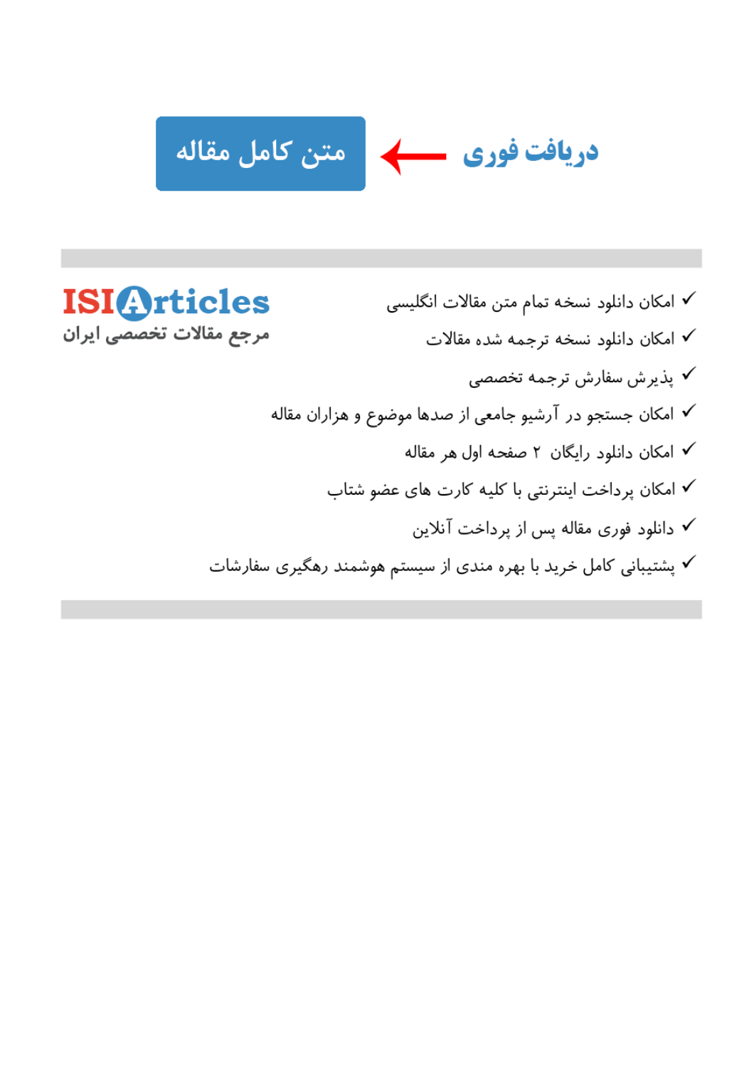دریافت فوری ← **متن کامل مقاله**

**ISIArticles**
مرجع مقالات تخصصی ایران

- ✓ امکان دانلود نسخه تمام متن مقالات انگلیسی
- ✓ امکان دانلود نسخه ترجمه شده مقالات
- ✓ پذیرش سفارش ترجمه تخصصی
- ✓ امکان جستجو در آرشیو جامعی از صدها موضوع و هزاران مقاله
- ✓ امکان دانلود رایگان ۲ صفحه اول هر مقاله
- ✓ امکان پرداخت اینترنتی با کلیه کارت های عضو شتاب
- ✓ دانلود فوری مقاله پس از پرداخت آنلاین
- ✓ پشتیبانی کامل خرید با بهره مندی از سیستم هوشمند رهگیری سفارشات